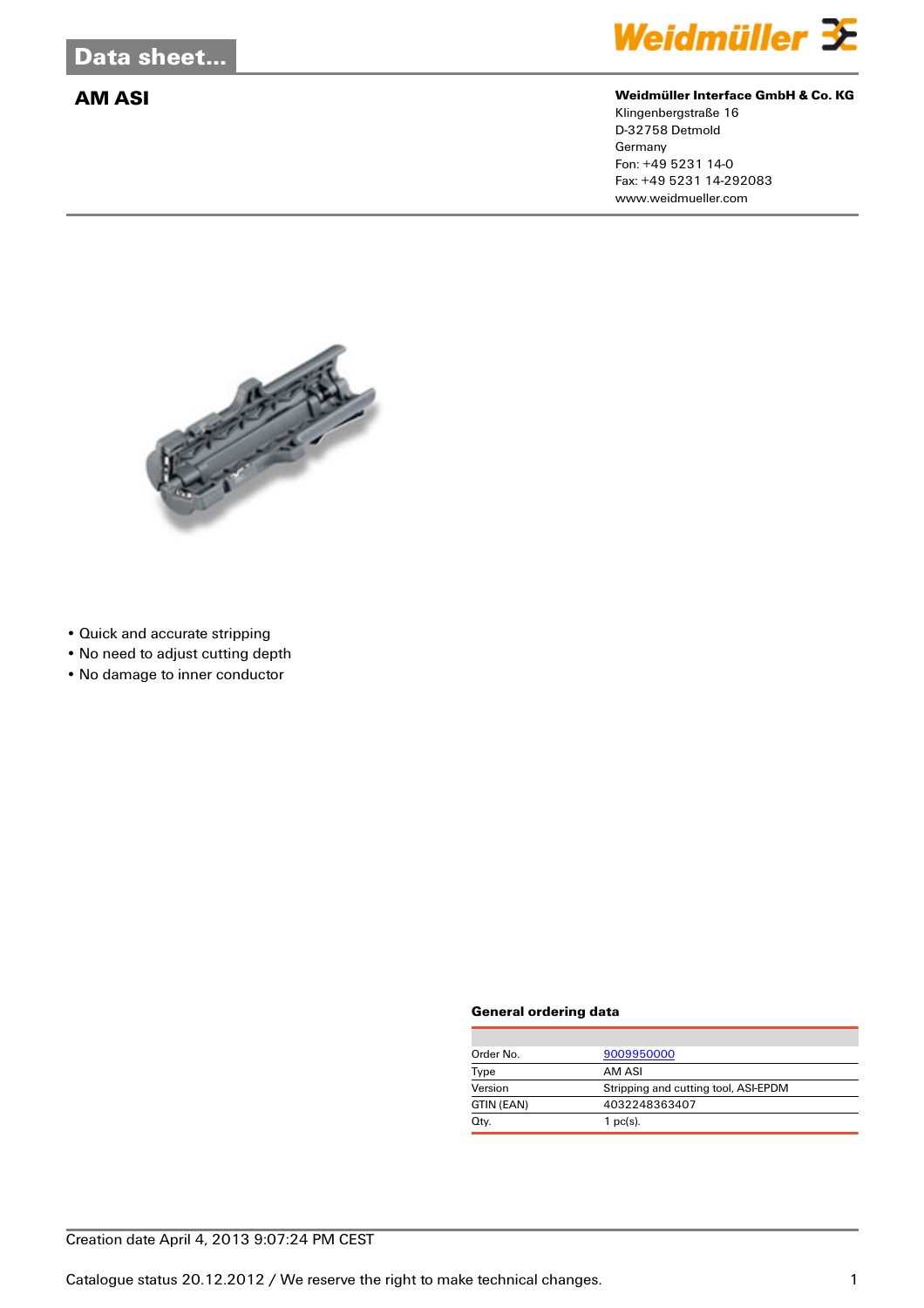# Data sheet...

## AM ASI

**Weidmüller Interface GmbH & Co. KG**
Klingenbergstraße 16
D-32758 Detmold
Germany
Fon: +49 5231 14-0
Fax: +49 5231 14-292083
www.weidmueller.com

- Quick and accurate stripping
- No need to adjust cutting depth
- No damage to inner conductor

### General ordering data

| | |
|---|---|
| Order No. | 9009950000 |
| Type | AM ASI |
| Version | Stripping and cutting tool, ASI-EPDM |
| GTIN (EAN) | 4032248363407 |
| Qty. | 1 pc(s). |

Creation date April 4, 2013 9:07:24 PM CEST

Catalogue status 20.12.2012 / We reserve the right to make technical changes.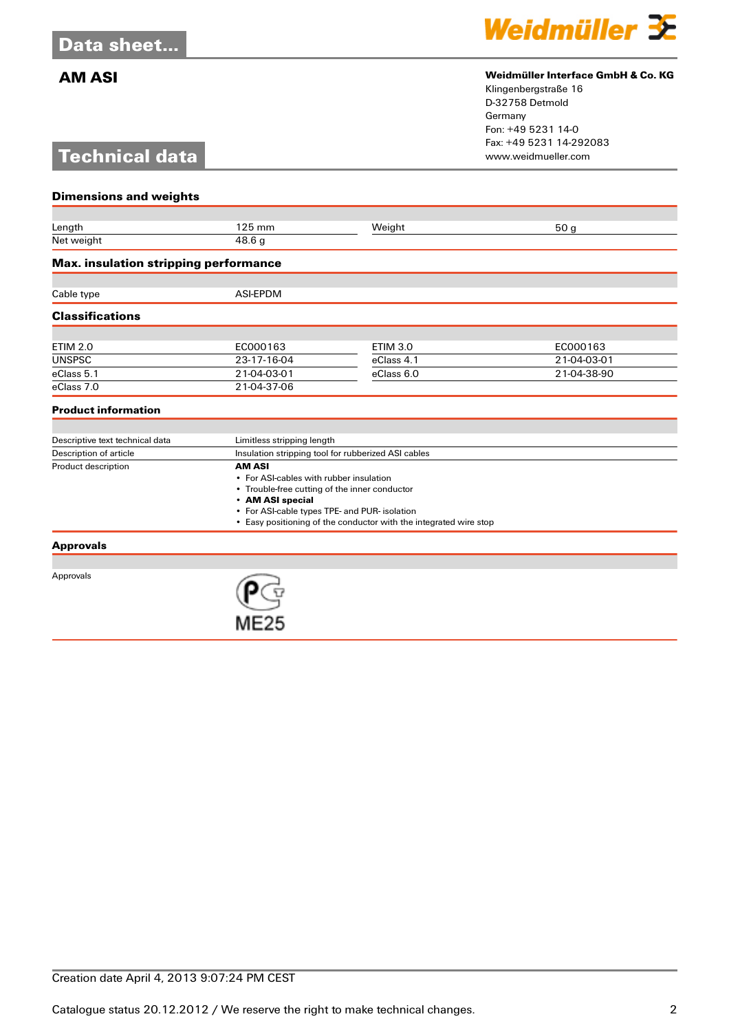Data sheet...

# AM ASI

**Weidmüller Interface GmbH & Co. KG**
Klingenbergstraße 16
D-32758 Detmold
Germany
Fon: +49 5231 14-0
Fax: +49 5231 14-292083
www.weidmueller.com

## Technical data

### Dimensions and weights

| | | | |
|---|---|---|---|
| Length | 125 mm | Weight | 50 g |
| Net weight | 48.6 g | | |

### Max. insulation stripping performance

| | |
|---|---|
| Cable type | ASI-EPDM |

### Classifications

| | | | |
|---|---|---|---|
| ETIM 2.0 | EC000163 | ETIM 3.0 | EC000163 |
| UNSPSC | 23-17-16-04 | eClass 4.1 | 21-04-03-01 |
| eClass 5.1 | 21-04-03-01 | eClass 6.0 | 21-04-38-90 |
| eClass 7.0 | 21-04-37-06 | | |

### Product information

| | |
|---|---|
| Descriptive text technical data | Limitless stripping length |
| Description of article | Insulation stripping tool for rubberized ASI cables |
| Product description | **AM ASI**<br>• For ASI-cables with rubber insulation<br>• Trouble-free cutting of the inner conductor<br>• **AM ASI special**<br>• For ASI-cable types TPE- and PUR- isolation<br>• Easy positioning of the conductor with the integrated wire stop |

### Approvals

Approvals

ME25

Creation date April 4, 2013 9:07:24 PM CEST

Catalogue status 20.12.2012 / We reserve the right to make technical changes.